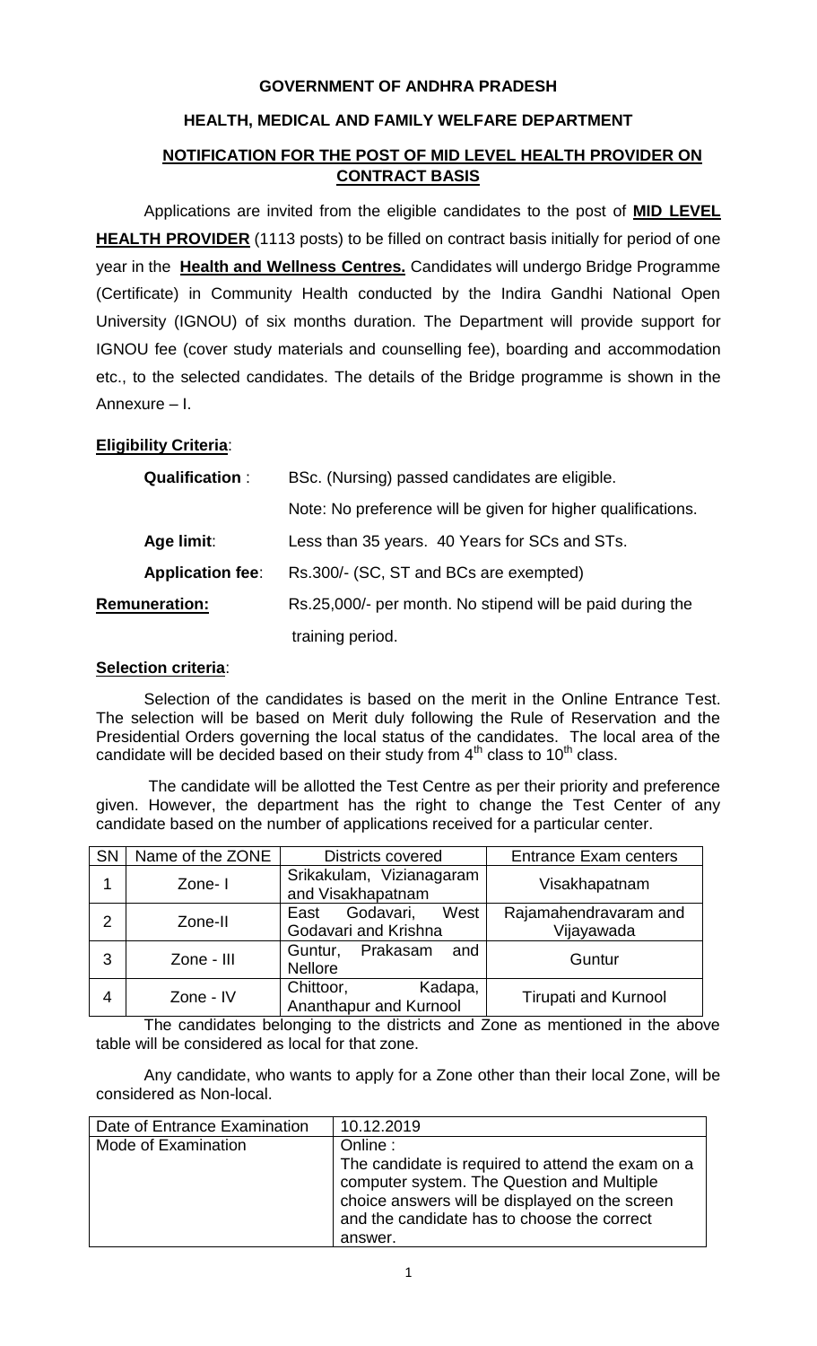**GOVERNMENT OF ANDHRA PRADESH**

**HEALTH, MEDICAL AND FAMILY WELFARE DEPARTMENT**

**NOTIFICATION FOR THE POST OF MID LEVEL HEALTH PROVIDER ON CONTRACT BASIS**

Applications are invited from the eligible candidates to the post of **MID LEVEL HEALTH PROVIDER** (1113 posts) to be filled on contract basis initially for period of one year in the **Health and Wellness Centres.** Candidates will undergo Bridge Programme (Certificate) in Community Health conducted by the Indira Gandhi National Open University (IGNOU) of six months duration. The Department will provide support for IGNOU fee (cover study materials and counselling fee), boarding and accommodation etc., to the selected candidates. The details of the Bridge programme is shown in the Annexure – I.

**Eligibility Criteria**:

**Qualification** : BSc. (Nursing) passed candidates are eligible.

Note: No preference will be given for higher qualifications.

**Age limit**: Less than 35 years. 40 Years for SCs and STs.

**Application fee**: Rs.300/- (SC, ST and BCs are exempted)

**Remuneration:** Rs.25,000/- per month. No stipend will be paid during the training period.

**Selection criteria**:

Selection of the candidates is based on the merit in the Online Entrance Test. The selection will be based on Merit duly following the Rule of Reservation and the Presidential Orders governing the local status of the candidates. The local area of the candidate will be decided based on their study from 4th class to 10th class.

The candidate will be allotted the Test Centre as per their priority and preference given. However, the department has the right to change the Test Center of any candidate based on the number of applications received for a particular center.

| SN | Name of the ZONE | Districts covered | Entrance Exam centers |
|---|---|---|---|
| 1 | Zone- I | Srikakulam, Vizianagaram and Visakhapatnam | Visakhapatnam |
| 2 | Zone-II | East Godavari, West Godavari and Krishna | Rajamahendravaram and Vijayawada |
| 3 | Zone - III | Guntur, Prakasam and Nellore | Guntur |
| 4 | Zone - IV | Chittoor, Kadapa, Ananthapur and Kurnool | Tirupati and Kurnool |

The candidates belonging to the districts and Zone as mentioned in the above table will be considered as local for that zone.

Any candidate, who wants to apply for a Zone other than their local Zone, will be considered as Non-local.

| | |
|---|---|
| Date of Entrance Examination | 10.12.2019 |
| Mode of Examination | Online : The candidate is required to attend the exam on a computer system. The Question and Multiple choice answers will be displayed on the screen and the candidate has to choose the correct answer. |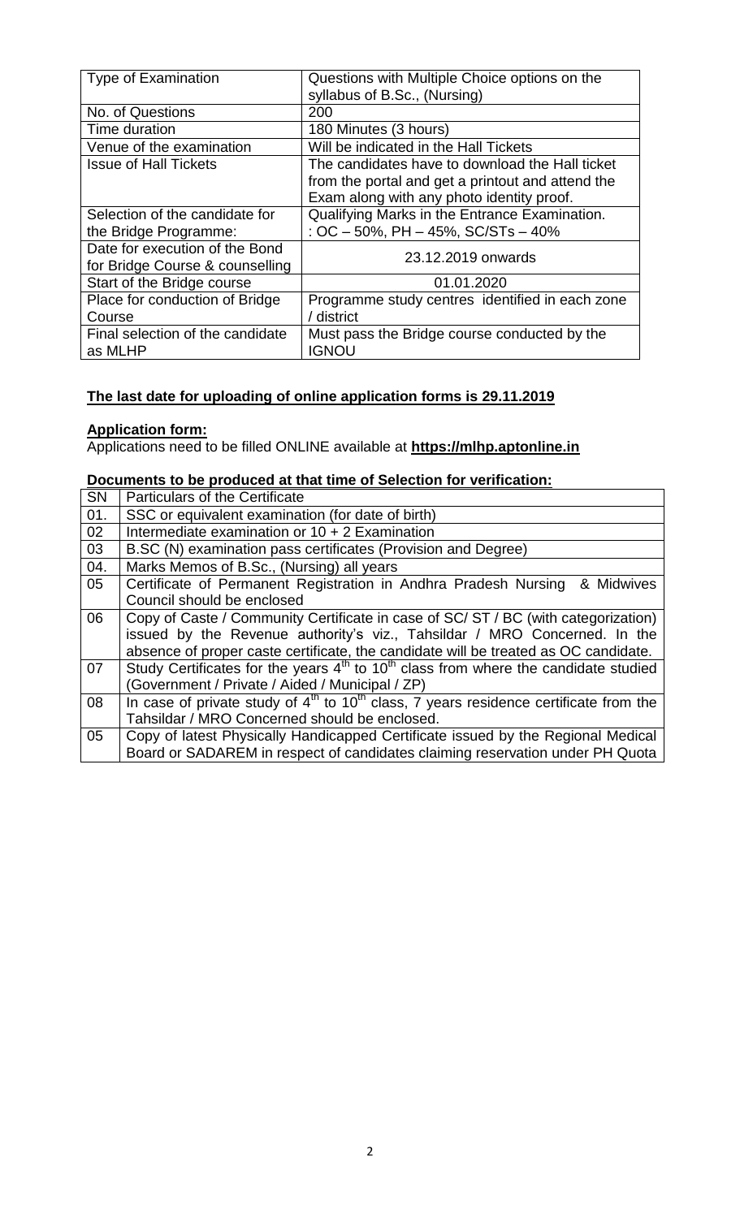| | |
|---|---|
| Type of Examination | Questions with Multiple Choice options on the syllabus of B.Sc., (Nursing) |
| No. of Questions | 200 |
| Time duration | 180 Minutes (3 hours) |
| Venue of the examination | Will be indicated in the Hall Tickets |
| Issue of Hall Tickets | The candidates have to download the Hall ticket from the portal and get a printout and attend the Exam along with any photo identity proof. |
| Selection of the candidate for the Bridge Programme: | Qualifying Marks in the Entrance Examination. : OC – 50%, PH – 45%, SC/STs – 40% |
| Date for execution of the Bond for Bridge Course & counselling | 23.12.2019 onwards |
| Start of the Bridge course | 01.01.2020 |
| Place for conduction of Bridge Course | Programme study centres identified in each zone / district |
| Final selection of the candidate as MLHP | Must pass the Bridge course conducted by the IGNOU |

**The last date for uploading of online application forms is 29.11.2019**

**Application form:**

Applications need to be filled ONLINE available at **https://mlhp.aptonline.in**

**Documents to be produced at that time of Selection for verification:**

| SN | Particulars of the Certificate |
|---|---|
| 01. | SSC or equivalent examination (for date of birth) |
| 02 | Intermediate examination or 10 + 2 Examination |
| 03 | B.SC (N) examination pass certificates (Provision and Degree) |
| 04. | Marks Memos of B.Sc., (Nursing) all years |
| 05 | Certificate of Permanent Registration in Andhra Pradesh Nursing & Midwives Council should be enclosed |
| 06 | Copy of Caste / Community Certificate in case of SC/ ST / BC (with categorization) issued by the Revenue authority's viz., Tahsildar / MRO Concerned. In the absence of proper caste certificate, the candidate will be treated as OC candidate. |
| 07 | Study Certificates for the years 4th to 10th class from where the candidate studied (Government / Private / Aided / Municipal / ZP) |
| 08 | In case of private study of 4th to 10th class, 7 years residence certificate from the Tahsildar / MRO Concerned should be enclosed. |
| 05 | Copy of latest Physically Handicapped Certificate issued by the Regional Medical Board or SADAREM in respect of candidates claiming reservation under PH Quota |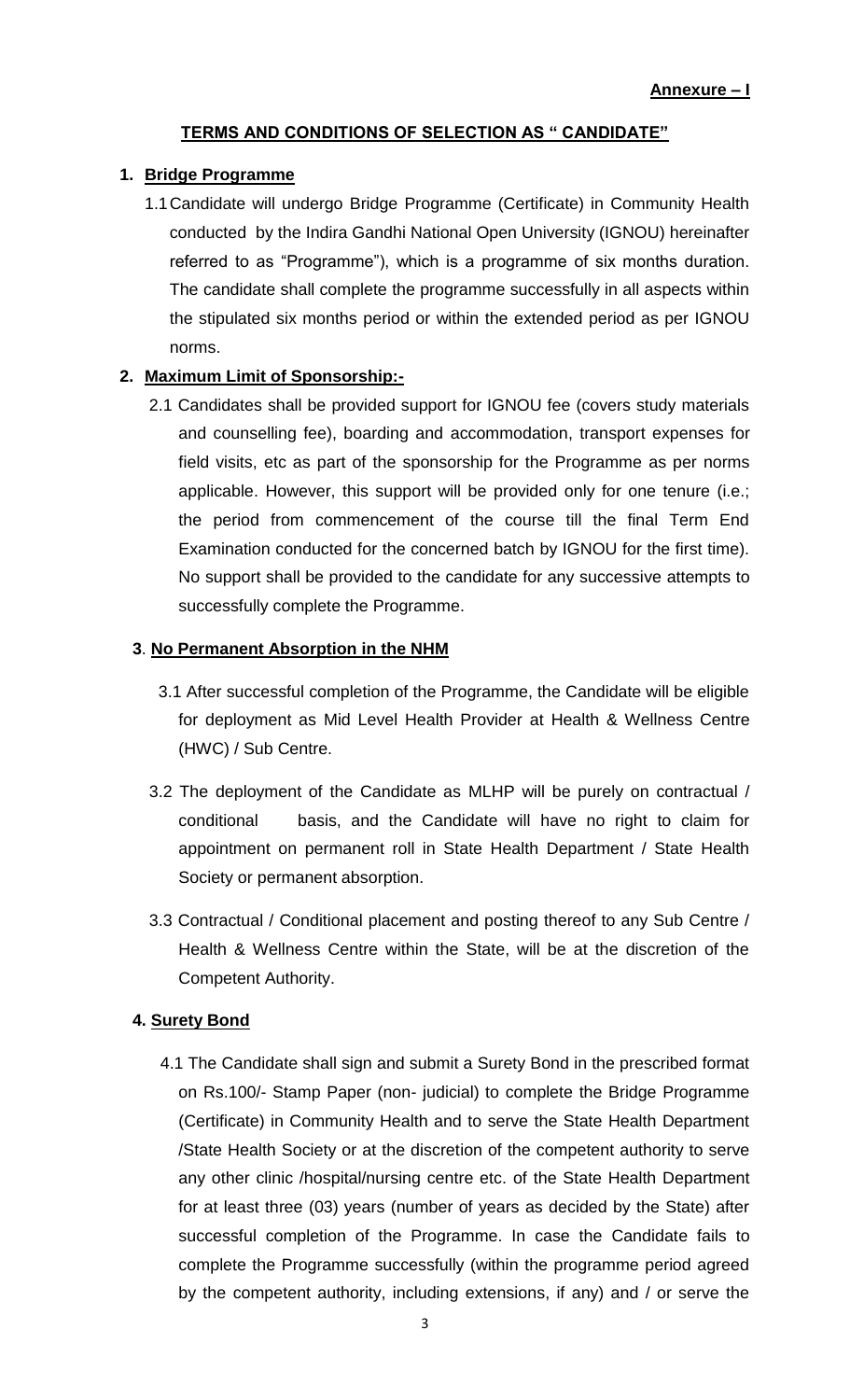**Annexure – I**

## TERMS AND CONDITIONS OF SELECTION AS " CANDIDATE"

### 1. Bridge Programme

1.1 Candidate will undergo Bridge Programme (Certificate) in Community Health conducted by the Indira Gandhi National Open University (IGNOU) hereinafter referred to as "Programme"), which is a programme of six months duration. The candidate shall complete the programme successfully in all aspects within the stipulated six months period or within the extended period as per IGNOU norms.

### 2. Maximum Limit of Sponsorship:-

2.1 Candidates shall be provided support for IGNOU fee (covers study materials and counselling fee), boarding and accommodation, transport expenses for field visits, etc as part of the sponsorship for the Programme as per norms applicable. However, this support will be provided only for one tenure (i.e.; the period from commencement of the course till the final Term End Examination conducted for the concerned batch by IGNOU for the first time). No support shall be provided to the candidate for any successive attempts to successfully complete the Programme.

### 3. No Permanent Absorption in the NHM

3.1 After successful completion of the Programme, the Candidate will be eligible for deployment as Mid Level Health Provider at Health & Wellness Centre (HWC) / Sub Centre.

3.2 The deployment of the Candidate as MLHP will be purely on contractual / conditional basis, and the Candidate will have no right to claim for appointment on permanent roll in State Health Department / State Health Society or permanent absorption.

3.3 Contractual / Conditional placement and posting thereof to any Sub Centre / Health & Wellness Centre within the State, will be at the discretion of the Competent Authority.

### 4. Surety Bond

4.1 The Candidate shall sign and submit a Surety Bond in the prescribed format on Rs.100/- Stamp Paper (non- judicial) to complete the Bridge Programme (Certificate) in Community Health and to serve the State Health Department /State Health Society or at the discretion of the competent authority to serve any other clinic /hospital/nursing centre etc. of the State Health Department for at least three (03) years (number of years as decided by the State) after successful completion of the Programme. In case the Candidate fails to complete the Programme successfully (within the programme period agreed by the competent authority, including extensions, if any) and / or serve the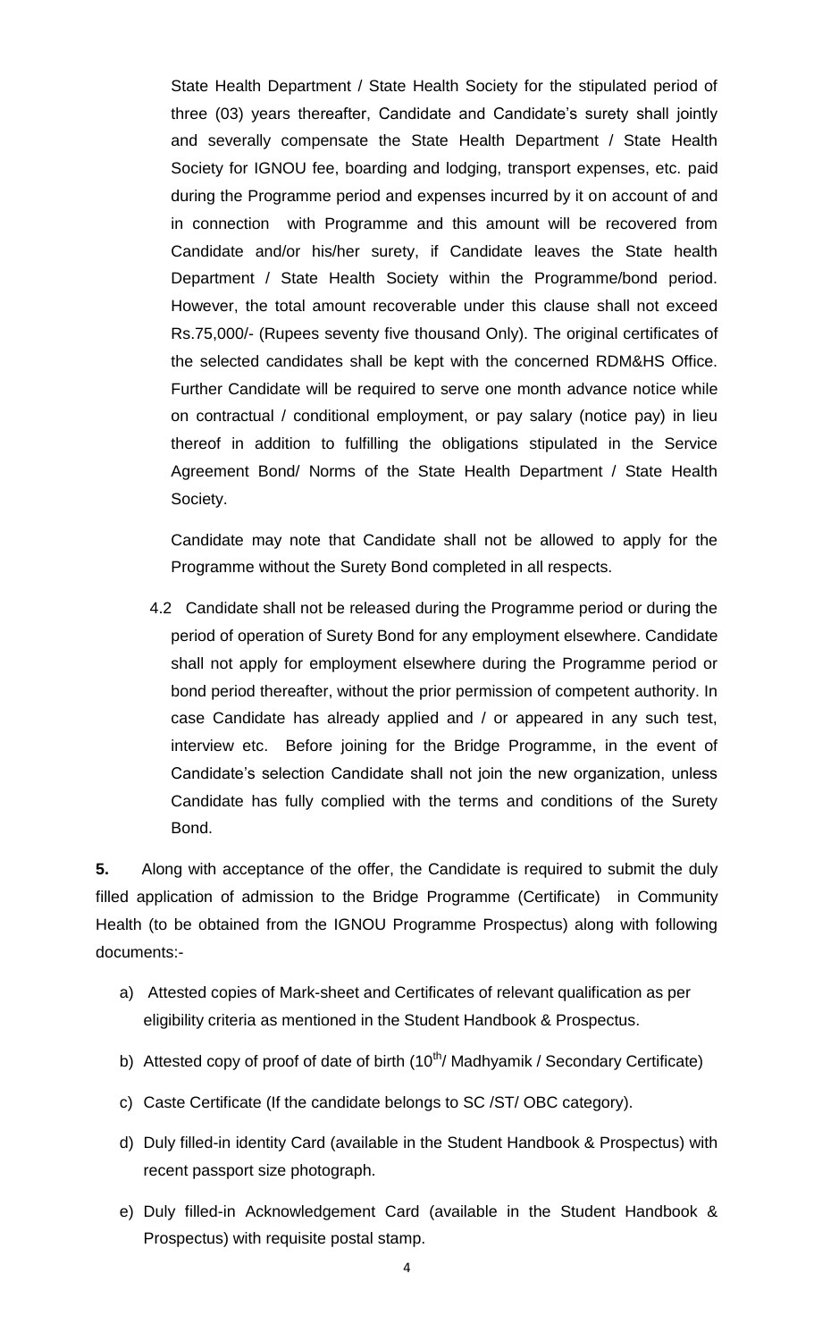State Health Department / State Health Society for the stipulated period of three (03) years thereafter, Candidate and Candidate's surety shall jointly and severally compensate the State Health Department / State Health Society for IGNOU fee, boarding and lodging, transport expenses, etc. paid during the Programme period and expenses incurred by it on account of and in connection with Programme and this amount will be recovered from Candidate and/or his/her surety, if Candidate leaves the State health Department / State Health Society within the Programme/bond period. However, the total amount recoverable under this clause shall not exceed Rs.75,000/- (Rupees seventy five thousand Only). The original certificates of the selected candidates shall be kept with the concerned RDM&HS Office. Further Candidate will be required to serve one month advance notice while on contractual / conditional employment, or pay salary (notice pay) in lieu thereof in addition to fulfilling the obligations stipulated in the Service Agreement Bond/ Norms of the State Health Department / State Health Society.

Candidate may note that Candidate shall not be allowed to apply for the Programme without the Surety Bond completed in all respects.

4.2 Candidate shall not be released during the Programme period or during the period of operation of Surety Bond for any employment elsewhere. Candidate shall not apply for employment elsewhere during the Programme period or bond period thereafter, without the prior permission of competent authority. In case Candidate has already applied and / or appeared in any such test, interview etc. Before joining for the Bridge Programme, in the event of Candidate's selection Candidate shall not join the new organization, unless Candidate has fully complied with the terms and conditions of the Surety Bond.

**5.** Along with acceptance of the offer, the Candidate is required to submit the duly filled application of admission to the Bridge Programme (Certificate) in Community Health (to be obtained from the IGNOU Programme Prospectus) along with following documents:-

a) Attested copies of Mark-sheet and Certificates of relevant qualification as per eligibility criteria as mentioned in the Student Handbook & Prospectus.

b) Attested copy of proof of date of birth (10th/ Madhyamik / Secondary Certificate)

c) Caste Certificate (If the candidate belongs to SC /ST/ OBC category).

d) Duly filled-in identity Card (available in the Student Handbook & Prospectus) with recent passport size photograph.

e) Duly filled-in Acknowledgement Card (available in the Student Handbook & Prospectus) with requisite postal stamp.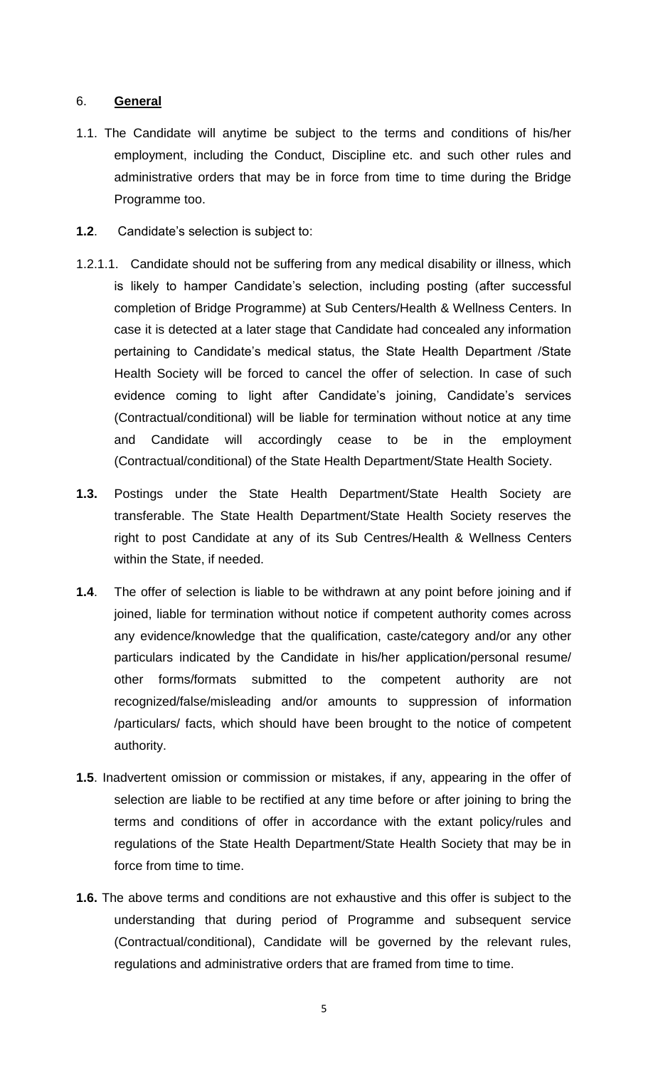6. **General**

1.1. The Candidate will anytime be subject to the terms and conditions of his/her employment, including the Conduct, Discipline etc. and such other rules and administrative orders that may be in force from time to time during the Bridge Programme too.

**1.2**. Candidate's selection is subject to:

1.2.1.1. Candidate should not be suffering from any medical disability or illness, which is likely to hamper Candidate's selection, including posting (after successful completion of Bridge Programme) at Sub Centers/Health & Wellness Centers. In case it is detected at a later stage that Candidate had concealed any information pertaining to Candidate's medical status, the State Health Department /State Health Society will be forced to cancel the offer of selection. In case of such evidence coming to light after Candidate's joining, Candidate's services (Contractual/conditional) will be liable for termination without notice at any time and Candidate will accordingly cease to be in the employment (Contractual/conditional) of the State Health Department/State Health Society.

**1.3.** Postings under the State Health Department/State Health Society are transferable. The State Health Department/State Health Society reserves the right to post Candidate at any of its Sub Centres/Health & Wellness Centers within the State, if needed.

**1.4**. The offer of selection is liable to be withdrawn at any point before joining and if joined, liable for termination without notice if competent authority comes across any evidence/knowledge that the qualification, caste/category and/or any other particulars indicated by the Candidate in his/her application/personal resume/ other forms/formats submitted to the competent authority are not recognized/false/misleading and/or amounts to suppression of information /particulars/ facts, which should have been brought to the notice of competent authority.

**1.5**. Inadvertent omission or commission or mistakes, if any, appearing in the offer of selection are liable to be rectified at any time before or after joining to bring the terms and conditions of offer in accordance with the extant policy/rules and regulations of the State Health Department/State Health Society that may be in force from time to time.

**1.6.** The above terms and conditions are not exhaustive and this offer is subject to the understanding that during period of Programme and subsequent service (Contractual/conditional), Candidate will be governed by the relevant rules, regulations and administrative orders that are framed from time to time.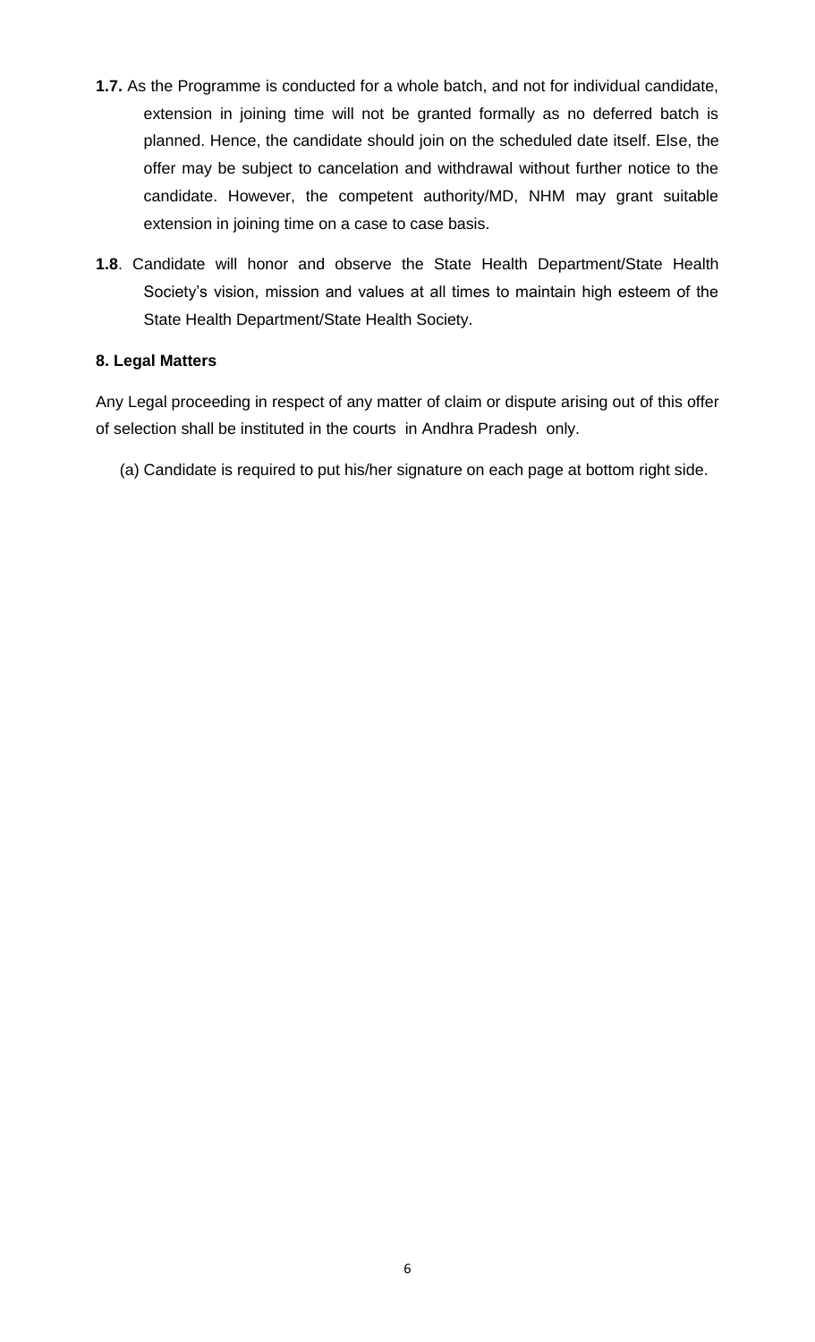**1.7.** As the Programme is conducted for a whole batch, and not for individual candidate, extension in joining time will not be granted formally as no deferred batch is planned. Hence, the candidate should join on the scheduled date itself. Else, the offer may be subject to cancelation and withdrawal without further notice to the candidate. However, the competent authority/MD, NHM may grant suitable extension in joining time on a case to case basis.

**1.8**. Candidate will honor and observe the State Health Department/State Health Society's vision, mission and values at all times to maintain high esteem of the State Health Department/State Health Society.

**8. Legal Matters**

Any Legal proceeding in respect of any matter of claim or dispute arising out of this offer of selection shall be instituted in the courts in Andhra Pradesh only.

(a) Candidate is required to put his/her signature on each page at bottom right side.